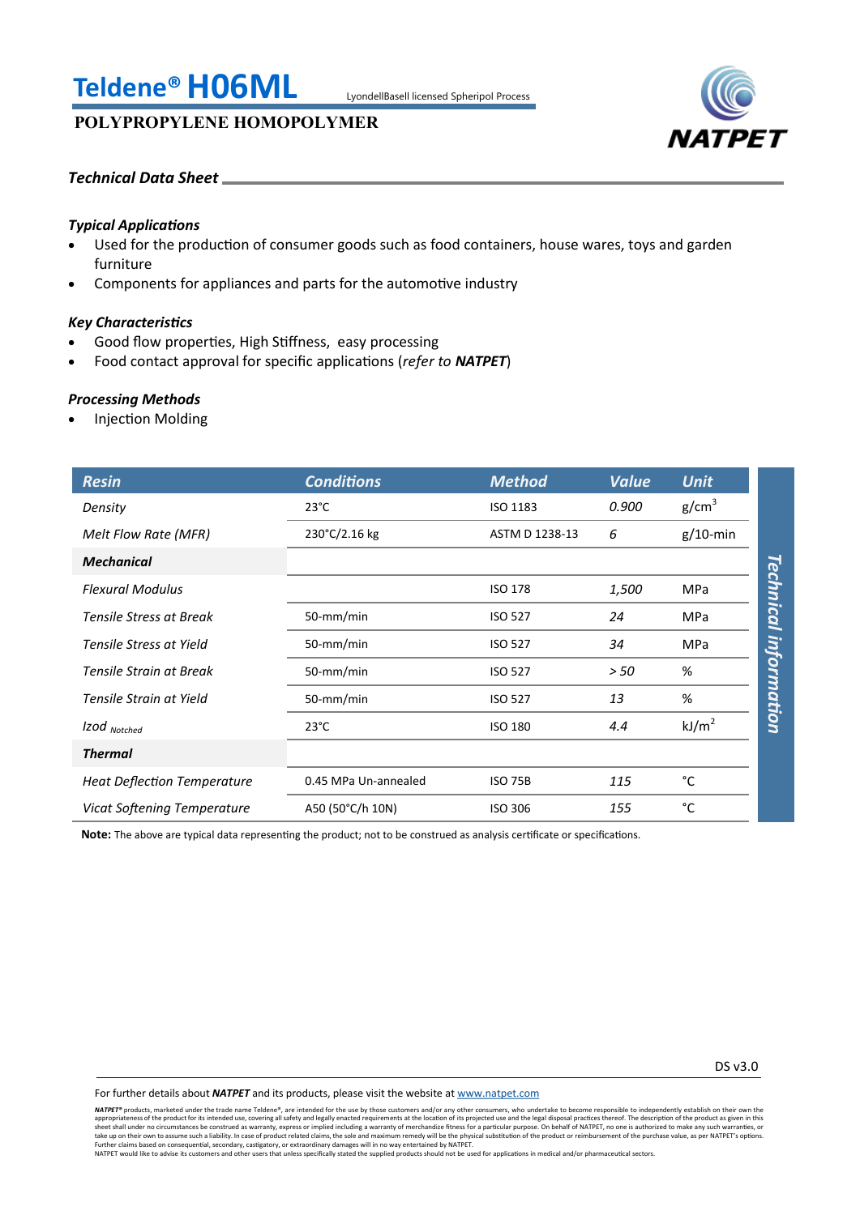# Teldene® H06ML

LyondellBasell licensed Spheripol Process

## POLYPROPYLENE HOMOPOLYMER

NATPET

### *Technical Data Sheet*

#### *Typical Applications*

- Used for the production of consumer goods such as food containers, house wares, toys and garden furniture
- Components for appliances and parts for the automotive industry

#### *Key Characteristics*

- Good flow properties, High Stiffness, easy processing
- Food contact approval for specific applications (*refer to **NATPET***)

#### *Processing Methods*

- Injection Molding

| *Resin* | *Conditions* | *Method* | *Value* | *Unit* |
|---|---|---|---|---|
| *Density* | 23°C | ISO 1183 | *0.900* | $g/cm^3$ |
| *Melt Flow Rate (MFR)* | 230°C/2.16 kg | ASTM D 1238-13 | *6* | g/10-min |
| ***Mechanical*** | | | | |
| *Flexural Modulus* | | ISO 178 | *1,500* | MPa |
| *Tensile Stress at Break* | 50-mm/min | ISO 527 | *24* | MPa |
| *Tensile Stress at Yield* | 50-mm/min | ISO 527 | *34* | MPa |
| *Tensile Strain at Break* | 50-mm/min | ISO 527 | *> 50* | % |
| *Tensile Strain at Yield* | 50-mm/min | ISO 527 | *13* | % |
| *Izod* $_{Notched}$ | 23°C | ISO 180 | *4.4* | $kJ/m^2$ |
| ***Thermal*** | | | | |
| *Heat Deflection Temperature* | 0.45 MPa Un-annealed | ISO 75B | *115* | °C |
| *Vicat Softening Temperature* | A50 (50°C/h 10N) | ISO 306 | *155* | °C |

*Technical information*

**Note:** The above are typical data representing the product; not to be construed as analysis certificate or specifications.

DS v3.0

For further details about ***NATPET*** and its products, please visit the website at www.natpet.com

***NATPET®*** products, marketed under the trade name Teldene®, are intended for the use by those customers and/or any other consumers, who undertake to become responsible to independently establish on their own the appropriateness of the product for its intended use, covering all safety and legally enacted requirements at the location of its projected use and the legal disposal practices thereof. The description of the product as given in this sheet shall under no circumstances be construed as warranty, express or implied including a warranty of merchandize fitness for a particular purpose. On behalf of NATPET, no one is authorized to make any such warranties, or take up on their own to assume such a liability. In case of product related claims, the sole and maximum remedy will be the physical substitution of the product or reimbursement of the purchase value, as per NATPET's options. Further claims based on consequential, secondary, castigatory, or extraordinary damages will in no way entertained by NATPET.
NATPET would like to advise its customers and other users that unless specifically stated the supplied products should not be used for applications in medical and/or pharmaceutical sectors.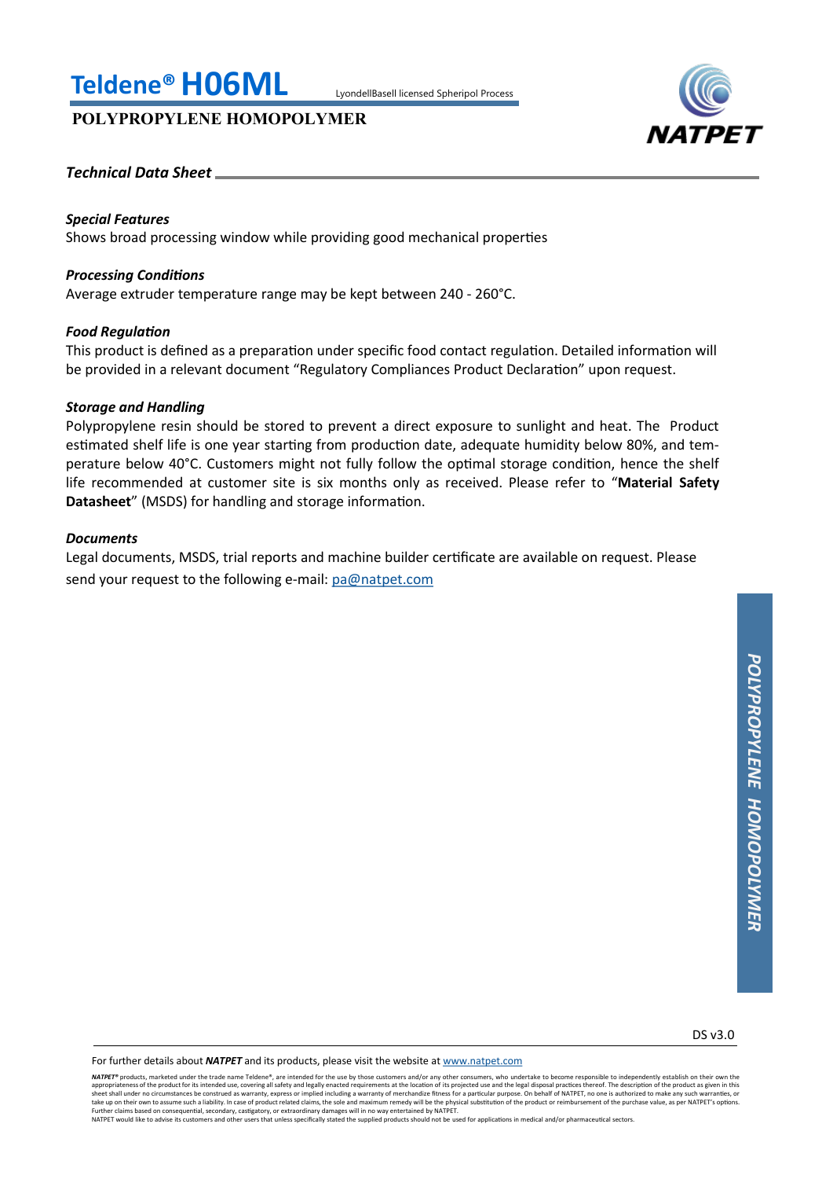# Teldene® H06ML

LyondellBasell licensed Spheripol Process

**POLYPROPYLENE HOMOPOLYMER**

*Technical Data Sheet*

### *Special Features*

Shows broad processing window while providing good mechanical properties

### *Processing Conditions*

Average extruder temperature range may be kept between 240 - 260°C.

### *Food Regulation*

This product is defined as a preparation under specific food contact regulation. Detailed information will be provided in a relevant document "Regulatory Compliances Product Declaration" upon request.

### *Storage and Handling*

Polypropylene resin should be stored to prevent a direct exposure to sunlight and heat. The Product estimated shelf life is one year starting from production date, adequate humidity below 80%, and temperature below 40°C. Customers might not fully follow the optimal storage condition, hence the shelf life recommended at customer site is six months only as received. Please refer to "**Material Safety Datasheet**" (MSDS) for handling and storage information.

### *Documents*

Legal documents, MSDS, trial reports and machine builder certificate are available on request. Please send your request to the following e-mail: pa@natpet.com

DS v3.0

For further details about ***NATPET*** and its products, please visit the website at www.natpet.com

***NATPET®*** products, marketed under the trade name Teldene®, are intended for the use by those customers and/or any other consumers, who undertake to become responsible to independently establish on their own the appropriateness of the product for its intended use, covering all safety and legally enacted requirements at the location of its projected use and the legal disposal practices thereof. The description of the product as given in this sheet shall under no circumstances be construed as warranty, express or implied including a warranty of merchandize fitness for a particular purpose. On behalf of NATPET, no one is authorized to make any such warranties, or take up on their own to assume such a liability. In case of product related claims, the sole and maximum remedy will be the physical substitution of the product or reimbursement of the purchase value, as per NATPET's options. Further claims based on consequential, secondary, castigatory, or extraordinary damages will in no way entertained by NATPET.
NATPET would like to advise its customers and other users that unless specifically stated the supplied products should not be used for applications in medical and/or pharmaceutical sectors.